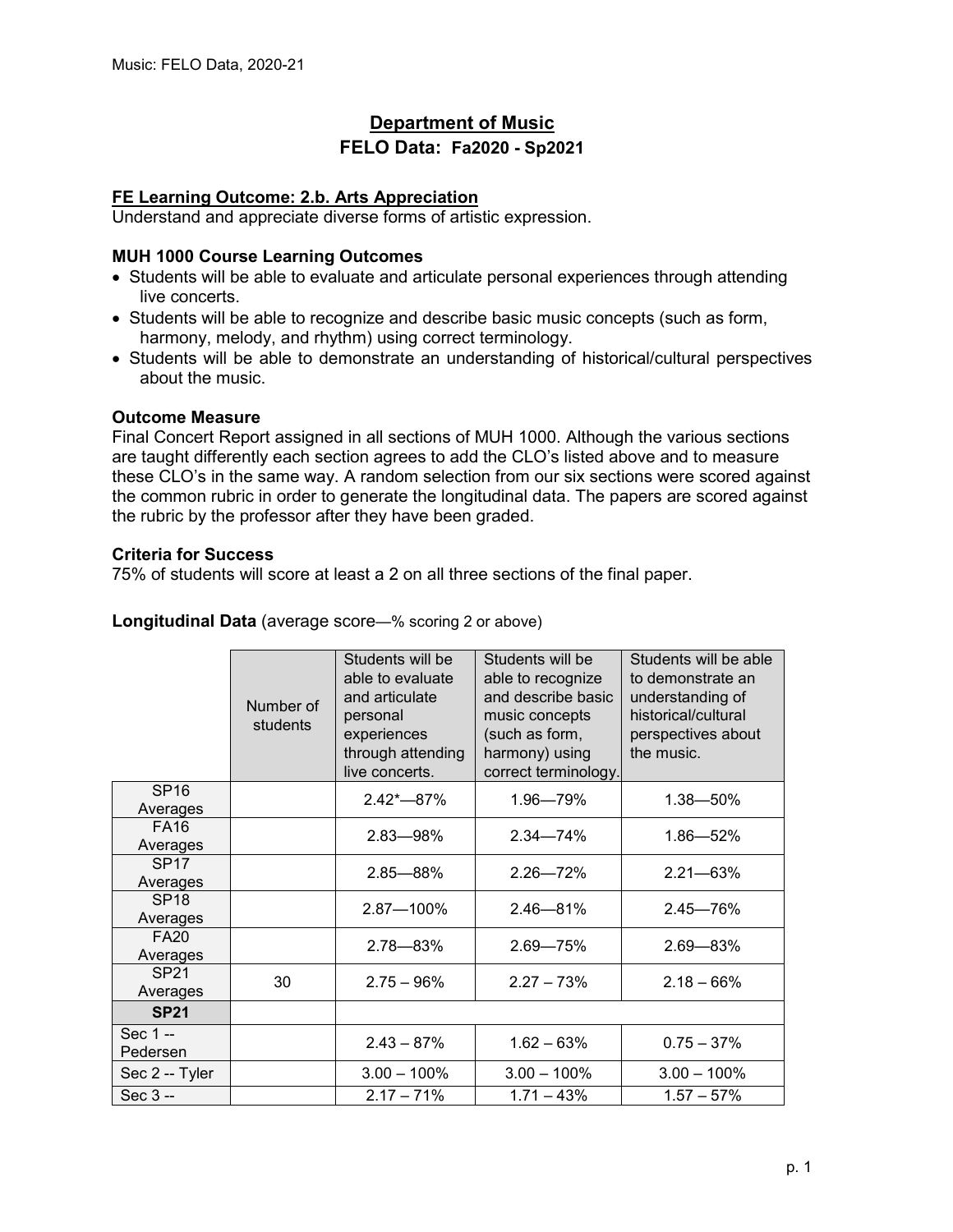# Department of Music

## FELO Data: Fa2020 - Sp2021

**FE Learning Outcome: 2.b. Arts Appreciation**

Understand and appreciate diverse forms of artistic expression.

### MUH 1000 Course Learning Outcomes

- Students will be able to evaluate and articulate personal experiences through attending live concerts.
- Students will be able to recognize and describe basic music concepts (such as form, harmony, melody, and rhythm) using correct terminology.
- Students will be able to demonstrate an understanding of historical/cultural perspectives about the music.

### Outcome Measure

Final Concert Report assigned in all sections of MUH 1000. Although the various sections are taught differently each section agrees to add the CLO's listed above and to measure these CLO's in the same way. A random selection from our six sections were scored against the common rubric in order to generate the longitudinal data. The papers are scored against the rubric by the professor after they have been graded.

### Criteria for Success

75% of students will score at least a 2 on all three sections of the final paper.

**Longitudinal Data** (average score—% scoring 2 or above)

| | Number of students | Students will be able to evaluate and articulate personal experiences through attending live concerts. | Students will be able to recognize and describe basic music concepts (such as form, harmony) using correct terminology. | Students will be able to demonstrate an understanding of historical/cultural perspectives about the music. |
|---|---|---|---|---|
| SP16 Averages | | 2.42*—87% | 1.96—79% | 1.38—50% |
| FA16 Averages | | 2.83—98% | 2.34—74% | 1.86—52% |
| SP17 Averages | | 2.85—88% | 2.26—72% | 2.21—63% |
| SP18 Averages | | 2.87—100% | 2.46—81% | 2.45—76% |
| FA20 Averages | | 2.78—83% | 2.69—75% | 2.69—83% |
| SP21 Averages | 30 | 2.75 – 96% | 2.27 – 73% | 2.18 – 66% |
| **SP21** | | | | |
| Sec 1 -- Pedersen | | 2.43 – 87% | 1.62 – 63% | 0.75 – 37% |
| Sec 2 -- Tyler | | 3.00 – 100% | 3.00 – 100% | 3.00 – 100% |
| Sec 3 -- | | 2.17 – 71% | 1.71 – 43% | 1.57 – 57% |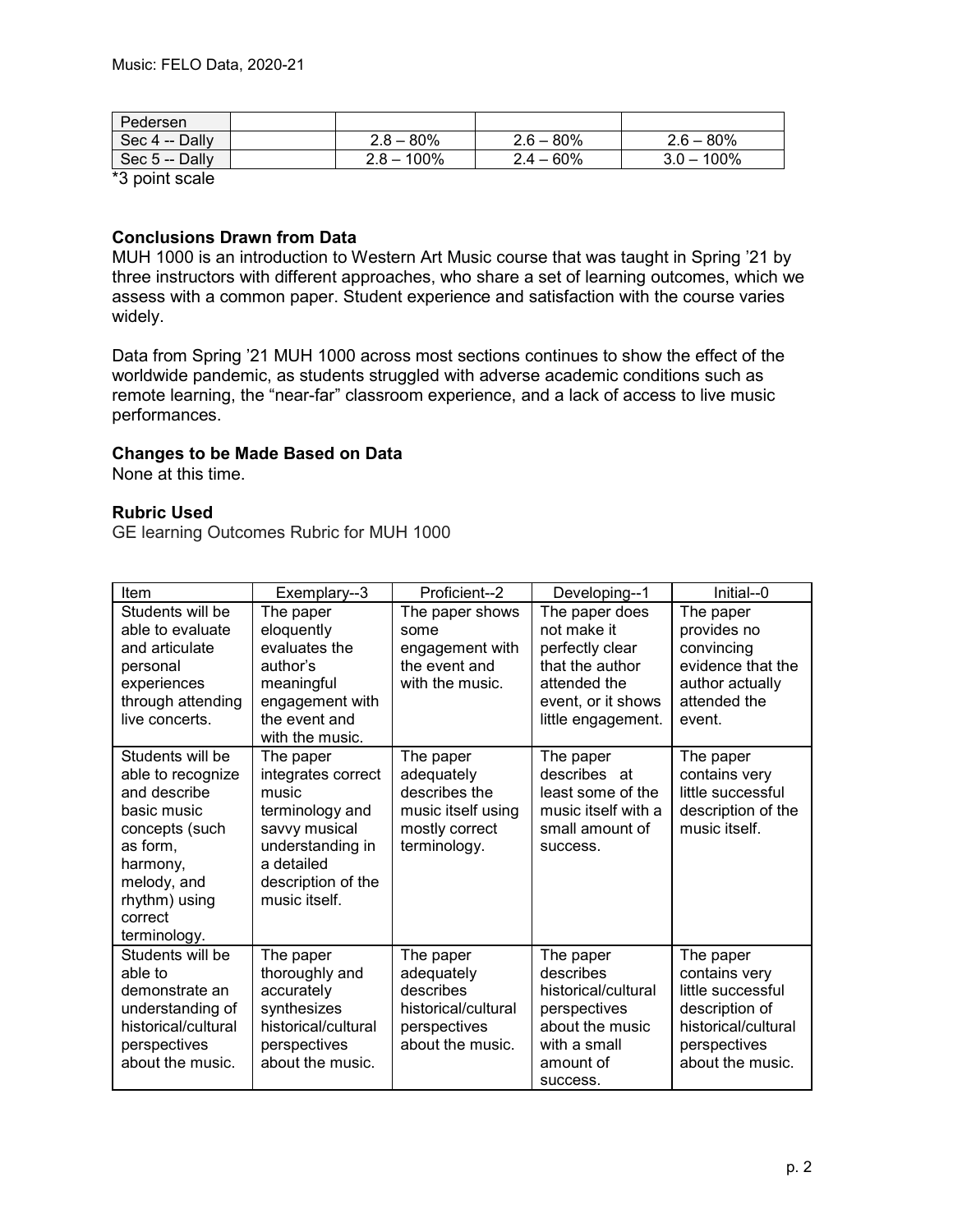| Pedersen | | | | |
|---|---|---|---|---|
| Sec 4 -- Dally | | 2.8 – 80% | 2.6 – 80% | 2.6 – 80% |
| Sec 5 -- Dally | | 2.8 – 100% | 2.4 – 60% | 3.0 – 100% |

*3 point scale

**Conclusions Drawn from Data**

MUH 1000 is an introduction to Western Art Music course that was taught in Spring '21 by three instructors with different approaches, who share a set of learning outcomes, which we assess with a common paper. Student experience and satisfaction with the course varies widely.

Data from Spring '21 MUH 1000 across most sections continues to show the effect of the worldwide pandemic, as students struggled with adverse academic conditions such as remote learning, the "near-far" classroom experience, and a lack of access to live music performances.

**Changes to be Made Based on Data**

None at this time.

**Rubric Used**

GE learning Outcomes Rubric for MUH 1000

| Item | Exemplary--3 | Proficient--2 | Developing--1 | Initial--0 |
|---|---|---|---|---|
| Students will be able to evaluate and articulate personal experiences through attending live concerts. | The paper eloquently evaluates the author's meaningful engagement with the event and with the music. | The paper shows some engagement with the event and with the music. | The paper does not make it perfectly clear that the author attended the event, or it shows little engagement. | The paper provides no convincing evidence that the author actually attended the event. |
| Students will be able to recognize and describe basic music concepts (such as form, harmony, melody, and rhythm) using correct terminology. | The paper integrates correct music terminology and savvy musical understanding in a detailed description of the music itself. | The paper adequately describes the music itself using mostly correct terminology. | The paper describes at least some of the music itself with a small amount of success. | The paper contains very little successful description of the music itself. |
| Students will be able to demonstrate an understanding of historical/cultural perspectives about the music. | The paper thoroughly and accurately synthesizes historical/cultural perspectives about the music. | The paper adequately describes historical/cultural perspectives about the music. | The paper describes historical/cultural perspectives about the music with a small amount of success. | The paper contains very little successful description of historical/cultural perspectives about the music. |